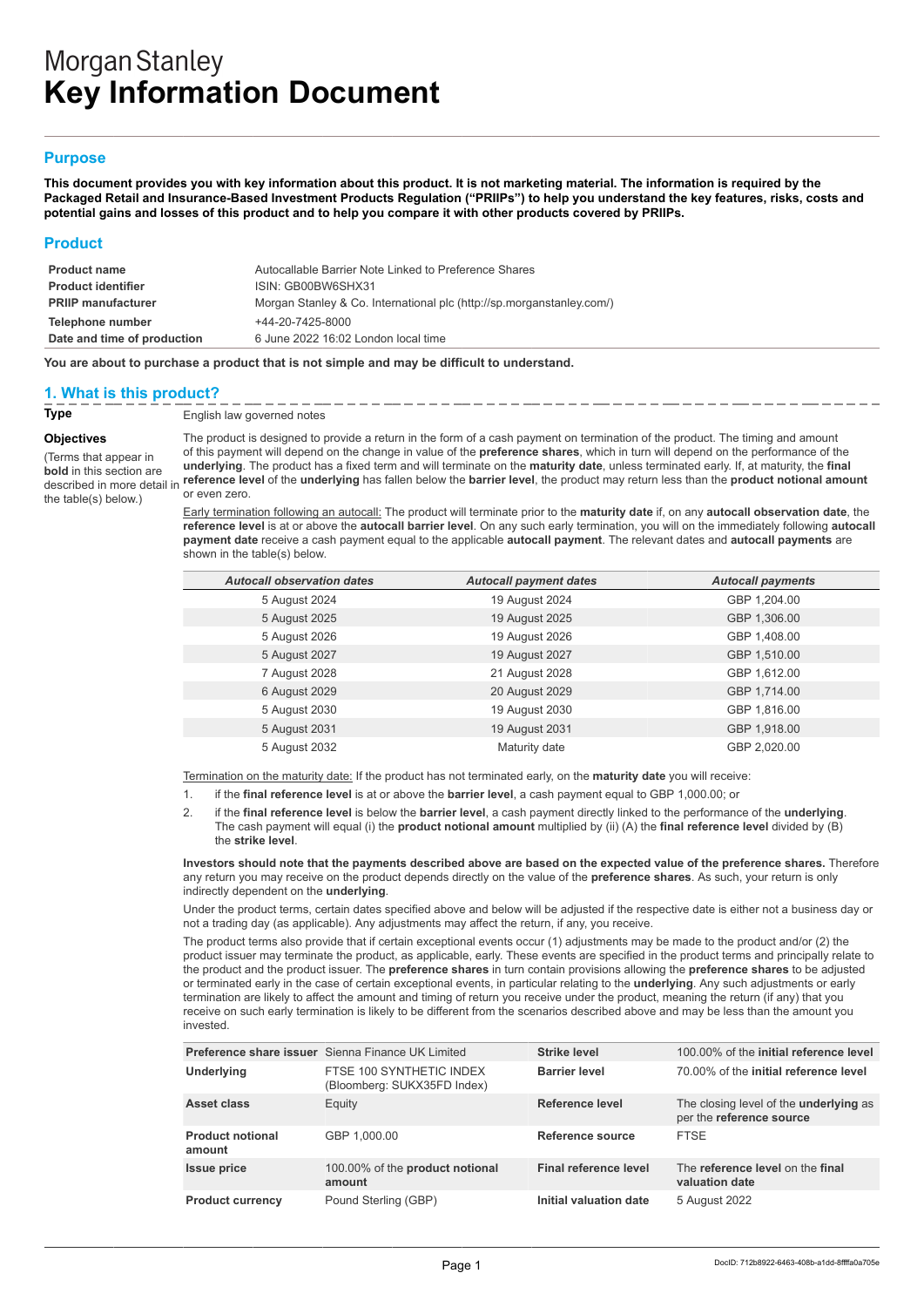Morgan Stanley

# Key Information Document

## Purpose

**This document provides you with key information about this product. It is not marketing material. The information is required by the Packaged Retail and Insurance-Based Investment Products Regulation ("PRIIPs") to help you understand the key features, risks, costs and potential gains and losses of this product and to help you compare it with other products covered by PRIIPs.**

## Product

| | |
|---|---|
| **Product name** | Autocallable Barrier Note Linked to Preference Shares |
| **Product identifier** | ISIN: GB00BW6SHX31 |
| **PRIIP manufacturer** | Morgan Stanley & Co. International plc (http://sp.morganstanley.com/) |
| **Telephone number** | +44-20-7425-8000 |
| **Date and time of production** | 6 June 2022 16:02 London local time |

**You are about to purchase a product that is not simple and may be difficult to understand.**

## 1. What is this product?

**Type**

English law governed notes

**Objectives**

(Terms that appear in **bold** in this section are described in more detail in the table(s) below.)

The product is designed to provide a return in the form of a cash payment on termination of the product. The timing and amount of this payment will depend on the change in value of the **preference shares**, which in turn will depend on the performance of the **underlying**. The product has a fixed term and will terminate on the **maturity date**, unless terminated early. If, at maturity, the **final reference level** of the **underlying** has fallen below the **barrier level**, the product may return less than the **product notional amount** or even zero.

Early termination following an autocall: The product will terminate prior to the **maturity date** if, on any **autocall observation date**, the **reference level** is at or above the **autocall barrier level**. On any such early termination, you will on the immediately following **autocall payment date** receive a cash payment equal to the applicable **autocall payment**. The relevant dates and **autocall payments** are shown in the table(s) below.

| *Autocall observation dates* | *Autocall payment dates* | *Autocall payments* |
|---|---|---|
| 5 August 2024 | 19 August 2024 | GBP 1,204.00 |
| 5 August 2025 | 19 August 2025 | GBP 1,306.00 |
| 5 August 2026 | 19 August 2026 | GBP 1,408.00 |
| 5 August 2027 | 19 August 2027 | GBP 1,510.00 |
| 7 August 2028 | 21 August 2028 | GBP 1,612.00 |
| 6 August 2029 | 20 August 2029 | GBP 1,714.00 |
| 5 August 2030 | 19 August 2030 | GBP 1,816.00 |
| 5 August 2031 | 19 August 2031 | GBP 1,918.00 |
| 5 August 2032 | Maturity date | GBP 2,020.00 |

Termination on the maturity date: If the product has not terminated early, on the **maturity date** you will receive:

1. if the **final reference level** is at or above the **barrier level**, a cash payment equal to GBP 1,000.00; or
2. if the **final reference level** is below the **barrier level**, a cash payment directly linked to the performance of the **underlying**. The cash payment will equal (i) the **product notional amount** multiplied by (ii) (A) the **final reference level** divided by (B) the **strike level**.

**Investors should note that the payments described above are based on the expected value of the preference shares.** Therefore any return you may receive on the product depends directly on the value of the **preference shares**. As such, your return is only indirectly dependent on the **underlying**.

Under the product terms, certain dates specified above and below will be adjusted if the respective date is either not a business day or not a trading day (as applicable). Any adjustments may affect the return, if any, you receive.

The product terms also provide that if certain exceptional events occur (1) adjustments may be made to the product and/or (2) the product issuer may terminate the product, as applicable, early. These events are specified in the product terms and principally relate to the product and the product issuer. The **preference shares** in turn contain provisions allowing the **preference shares** to be adjusted or terminated early in the case of certain exceptional events, in particular relating to the **underlying**. Any such adjustments or early termination are likely to affect the amount and timing of return you receive under the product, meaning the return (if any) that you receive on such early termination is likely to be different from the scenarios described above and may be less than the amount you invested.

| | | | |
|---|---|---|---|
| **Preference share issuer** | Sienna Finance UK Limited | **Strike level** | 100.00% of the **initial reference level** |
| **Underlying** | FTSE 100 SYNTHETIC INDEX (Bloomberg: SUKX35FD Index) | **Barrier level** | 70.00% of the **initial reference level** |
| **Asset class** | Equity | **Reference level** | The closing level of the **underlying** as per the **reference source** |
| **Product notional amount** | GBP 1,000.00 | **Reference source** | FTSE |
| **Issue price** | 100.00% of the **product notional amount** | **Final reference level** | The **reference level** on the **final valuation date** |
| **Product currency** | Pound Sterling (GBP) | **Initial valuation date** | 5 August 2022 |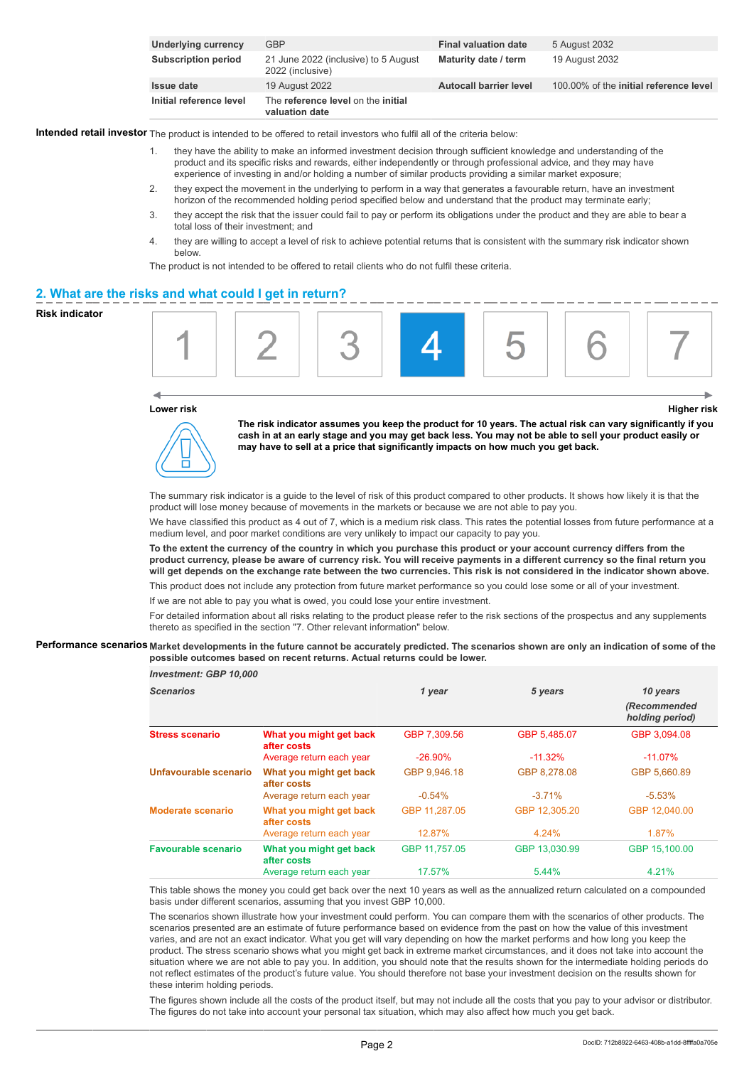| Underlying currency | GBP | Final valuation date | 5 August 2032 |
|---|---|---|---|
| Subscription period | 21 June 2022 (inclusive) to 5 August 2022 (inclusive) | Maturity date / term | 19 August 2032 |
| Issue date | 19 August 2022 | Autocall barrier level | 100.00% of the **initial reference level** |
| Initial reference level | The **reference level** on the **initial valuation date** | | |

**Intended retail investor** The product is intended to be offered to retail investors who fulfil all of the criteria below:

1. they have the ability to make an informed investment decision through sufficient knowledge and understanding of the product and its specific risks and rewards, either independently or through professional advice, and they may have experience of investing in and/or holding a number of similar products providing a similar market exposure;
2. they expect the movement in the underlying to perform in a way that generates a favourable return, have an investment horizon of the recommended holding period specified below and understand that the product may terminate early;
3. they accept the risk that the issuer could fail to pay or perform its obligations under the product and they are able to bear a total loss of their investment; and
4. they are willing to accept a level of risk to achieve potential returns that is consistent with the summary risk indicator shown below.

The product is not intended to be offered to retail clients who do not fulfil these criteria.

## 2. What are the risks and what could I get in return?

**Risk indicator**

| 1 | 2 | 3 | **4** | 5 | 6 | 7 |
|---|---|---|---|---|---|---|

Lower risk — Higher risk

**The risk indicator assumes you keep the product for 10 years. The actual risk can vary significantly if you cash in at an early stage and you may get back less. You may not be able to sell your product easily or may have to sell at a price that significantly impacts on how much you get back.**

The summary risk indicator is a guide to the level of risk of this product compared to other products. It shows how likely it is that the product will lose money because of movements in the markets or because we are not able to pay you.

We have classified this product as 4 out of 7, which is a medium risk class. This rates the potential losses from future performance at a medium level, and poor market conditions are very unlikely to impact our capacity to pay you.

**To the extent the currency of the country in which you purchase this product or your account currency differs from the product currency, please be aware of currency risk. You will receive payments in a different currency so the final return you will get depends on the exchange rate between the two currencies. This risk is not considered in the indicator shown above.**

This product does not include any protection from future market performance so you could lose some or all of your investment.

If we are not able to pay you what is owed, you could lose your entire investment.

For detailed information about all risks relating to the product please refer to the risk sections of the prospectus and any supplements thereto as specified in the section "7. Other relevant information" below.

**Performance scenarios** **Market developments in the future cannot be accurately predicted. The scenarios shown are only an indication of some of the possible outcomes based on recent returns. Actual returns could be lower.**

| *Investment: GBP 10,000* | | | | |
|---|---|---|---|---|
| *Scenarios* | | *1 year* | *5 years* | *10 years (Recommended holding period)* |
| **Stress scenario** | **What you might get back after costs** | GBP 7,309.56 | GBP 5,485.07 | GBP 3,094.08 |
| | Average return each year | -26.90% | -11.32% | -11.07% |
| **Unfavourable scenario** | **What you might get back after costs** | GBP 9,946.18 | GBP 8,278.08 | GBP 5,660.89 |
| | Average return each year | -0.54% | -3.71% | -5.53% |
| **Moderate scenario** | **What you might get back after costs** | GBP 11,287.05 | GBP 12,305.20 | GBP 12,040.00 |
| | Average return each year | 12.87% | 4.24% | 1.87% |
| **Favourable scenario** | **What you might get back after costs** | GBP 11,757.05 | GBP 13,030.99 | GBP 15,100.00 |
| | Average return each year | 17.57% | 5.44% | 4.21% |

This table shows the money you could get back over the next 10 years as well as the annualized return calculated on a compounded basis under different scenarios, assuming that you invest GBP 10,000.

The scenarios shown illustrate how your investment could perform. You can compare them with the scenarios of other products. The scenarios presented are an estimate of future performance based on evidence from the past on how the value of this investment varies, and are not an exact indicator. What you get will vary depending on how the market performs and how long you keep the product. The stress scenario shows what you might get back in extreme market circumstances, and it does not take into account the situation where we are not able to pay you. In addition, you should note that the results shown for the intermediate holding periods do not reflect estimates of the product's future value. You should therefore not base your investment decision on the results shown for these interim holding periods.

The figures shown include all the costs of the product itself, but may not include all the costs that you pay to your advisor or distributor. The figures do not take into account your personal tax situation, which may also affect how much you get back.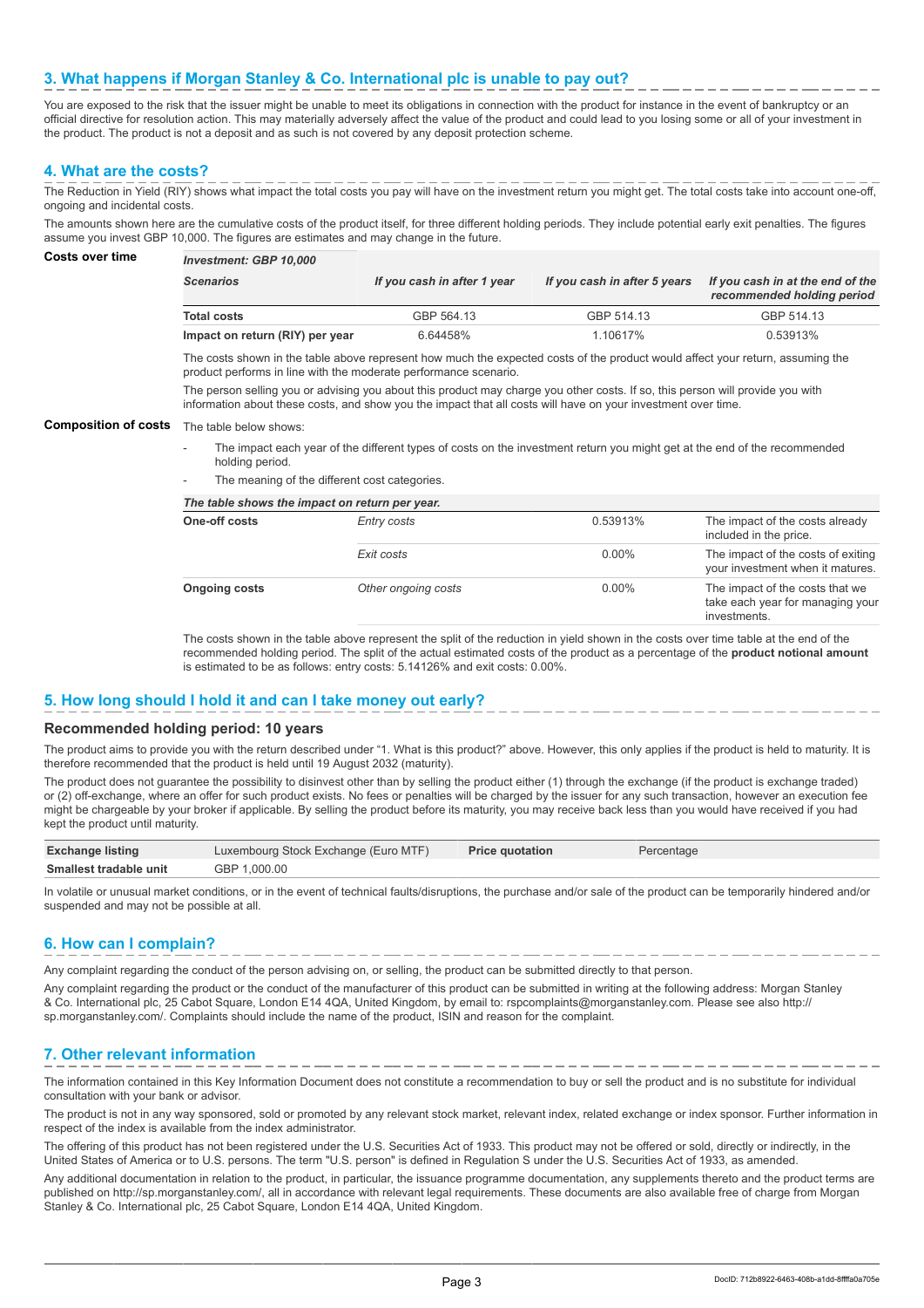## 3. What happens if Morgan Stanley & Co. International plc is unable to pay out?

You are exposed to the risk that the issuer might be unable to meet its obligations in connection with the product for instance in the event of bankruptcy or an official directive for resolution action. This may materially adversely affect the value of the product and could lead to you losing some or all of your investment in the product. The product is not a deposit and as such is not covered by any deposit protection scheme.

## 4. What are the costs?

The Reduction in Yield (RIY) shows what impact the total costs you pay will have on the investment return you might get. The total costs take into account one-off, ongoing and incidental costs.

The amounts shown here are the cumulative costs of the product itself, for three different holding periods. They include potential early exit penalties. The figures assume you invest GBP 10,000. The figures are estimates and may change in the future.

**Costs over time**

| *Investment: GBP 10,000* | | | |
|---|---|---|---|
| ***Scenarios*** | ***If you cash in after 1 year*** | ***If you cash in after 5 years*** | ***If you cash in at the end of the recommended holding period*** |
| **Total costs** | GBP 564.13 | GBP 514.13 | GBP 514.13 |
| **Impact on return (RIY) per year** | 6.64458% | 1.10617% | 0.53913% |

The costs shown in the table above represent how much the expected costs of the product would affect your return, assuming the product performs in line with the moderate performance scenario.

The person selling you or advising you about this product may charge you other costs. If so, this person will provide you with information about these costs, and show you the impact that all costs will have on your investment over time.

**Composition of costs**

The table below shows:

- The impact each year of the different types of costs on the investment return you might get at the end of the recommended holding period.
- The meaning of the different cost categories.

| *The table shows the impact on return per year.* | | | |
|---|---|---|---|
| **One-off costs** | *Entry costs* | 0.53913% | The impact of the costs already included in the price. |
| | *Exit costs* | 0.00% | The impact of the costs of exiting your investment when it matures. |
| **Ongoing costs** | *Other ongoing costs* | 0.00% | The impact of the costs that we take each year for managing your investments. |

The costs shown in the table above represent the split of the reduction in yield shown in the costs over time table at the end of the recommended holding period. The split of the actual estimated costs of the product as a percentage of the **product notional amount** is estimated to be as follows: entry costs: 5.14126% and exit costs: 0.00%.

## 5. How long should I hold it and can I take money out early?

### Recommended holding period: 10 years

The product aims to provide you with the return described under "1. What is this product?" above. However, this only applies if the product is held to maturity. It is therefore recommended that the product is held until 19 August 2032 (maturity).

The product does not guarantee the possibility to disinvest other than by selling the product either (1) through the exchange (if the product is exchange traded) or (2) off-exchange, where an offer for such product exists. No fees or penalties will be charged by the issuer for any such transaction, however an execution fee might be chargeable by your broker if applicable. By selling the product before its maturity, you may receive back less than you would have received if you had kept the product until maturity.

| | | | |
|---|---|---|---|
| **Exchange listing** | Luxembourg Stock Exchange (Euro MTF) | **Price quotation** | Percentage |
| **Smallest tradable unit** | GBP 1,000.00 | | |

In volatile or unusual market conditions, or in the event of technical faults/disruptions, the purchase and/or sale of the product can be temporarily hindered and/or suspended and may not be possible at all.

## 6. How can I complain?

Any complaint regarding the conduct of the person advising on, or selling, the product can be submitted directly to that person.

Any complaint regarding the product or the conduct of the manufacturer of this product can be submitted in writing at the following address: Morgan Stanley & Co. International plc, 25 Cabot Square, London E14 4QA, United Kingdom, by email to: rspcomplaints@morganstanley.com. Please see also http://sp.morganstanley.com/. Complaints should include the name of the product, ISIN and reason for the complaint.

## 7. Other relevant information

The information contained in this Key Information Document does not constitute a recommendation to buy or sell the product and is no substitute for individual consultation with your bank or advisor.

The product is not in any way sponsored, sold or promoted by any relevant stock market, relevant index, related exchange or index sponsor. Further information in respect of the index is available from the index administrator.

The offering of this product has not been registered under the U.S. Securities Act of 1933. This product may not be offered or sold, directly or indirectly, in the United States of America or to U.S. persons. The term "U.S. person" is defined in Regulation S under the U.S. Securities Act of 1933, as amended.

Any additional documentation in relation to the product, in particular, the issuance programme documentation, any supplements thereto and the product terms are published on http://sp.morganstanley.com/, all in accordance with relevant legal requirements. These documents are also available free of charge from Morgan Stanley & Co. International plc, 25 Cabot Square, London E14 4QA, United Kingdom.